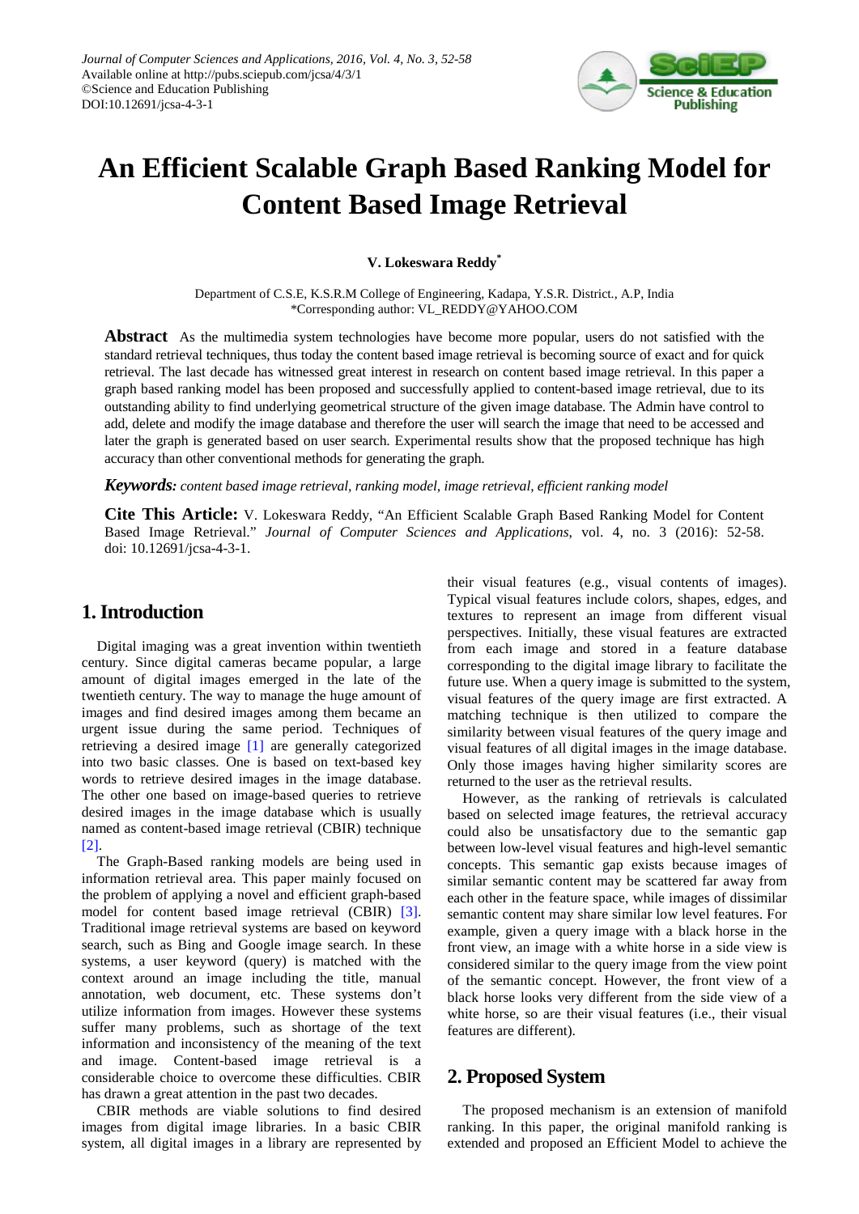# An Efficient Scalable Graph Based Ranking Model for Content Based Image Retrieval

**V. Lokeswara Reddy***

Department of C.S.E, K.S.R.M College of Engineering, Kadapa, Y.S.R. District., A.P, India
*Corresponding author: VL_REDDY@YAHOO.COM

**Abstract** As the multimedia system technologies have become more popular, users do not satisfied with the standard retrieval techniques, thus today the content based image retrieval is becoming source of exact and for quick retrieval. The last decade has witnessed great interest in research on content based image retrieval. In this paper a graph based ranking model has been proposed and successfully applied to content-based image retrieval, due to its outstanding ability to find underlying geometrical structure of the given image database. The Admin have control to add, delete and modify the image database and therefore the user will search the image that need to be accessed and later the graph is generated based on user search. Experimental results show that the proposed technique has high accuracy than other conventional methods for generating the graph.

***Keywords:*** *content based image retrieval, ranking model, image retrieval, efficient ranking model*

**Cite This Article:** V. Lokeswara Reddy, "An Efficient Scalable Graph Based Ranking Model for Content Based Image Retrieval." *Journal of Computer Sciences and Applications*, vol. 4, no. 3 (2016): 52-58. doi: 10.12691/jcsa-4-3-1.

## 1. Introduction

Digital imaging was a great invention within twentieth century. Since digital cameras became popular, a large amount of digital images emerged in the late of the twentieth century. The way to manage the huge amount of images and find desired images among them became an urgent issue during the same period. Techniques of retrieving a desired image [1] are generally categorized into two basic classes. One is based on text-based key words to retrieve desired images in the image database. The other one based on image-based queries to retrieve desired images in the image database which is usually named as content-based image retrieval (CBIR) technique [2].

The Graph-Based ranking models are being used in information retrieval area. This paper mainly focused on the problem of applying a novel and efficient graph-based model for content based image retrieval (CBIR) [3]. Traditional image retrieval systems are based on keyword search, such as Bing and Google image search. In these systems, a user keyword (query) is matched with the context around an image including the title, manual annotation, web document, etc. These systems don't utilize information from images. However these systems suffer many problems, such as shortage of the text information and inconsistency of the meaning of the text and image. Content-based image retrieval is a considerable choice to overcome these difficulties. CBIR has drawn a great attention in the past two decades.

CBIR methods are viable solutions to find desired images from digital image libraries. In a basic CBIR system, all digital images in a library are represented by their visual features (e.g., visual contents of images). Typical visual features include colors, shapes, edges, and textures to represent an image from different visual perspectives. Initially, these visual features are extracted from each image and stored in a feature database corresponding to the digital image library to facilitate the future use. When a query image is submitted to the system, visual features of the query image are first extracted. A matching technique is then utilized to compare the similarity between visual features of the query image and visual features of all digital images in the image database. Only those images having higher similarity scores are returned to the user as the retrieval results.

However, as the ranking of retrievals is calculated based on selected image features, the retrieval accuracy could also be unsatisfactory due to the semantic gap between low-level visual features and high-level semantic concepts. This semantic gap exists because images of similar semantic content may be scattered far away from each other in the feature space, while images of dissimilar semantic content may share similar low level features. For example, given a query image with a black horse in the front view, an image with a white horse in a side view is considered similar to the query image from the view point of the semantic concept. However, the front view of a black horse looks very different from the side view of a white horse, so are their visual features (i.e., their visual features are different).

## 2. Proposed System

The proposed mechanism is an extension of manifold ranking. In this paper, the original manifold ranking is extended and proposed an Efficient Model to achieve the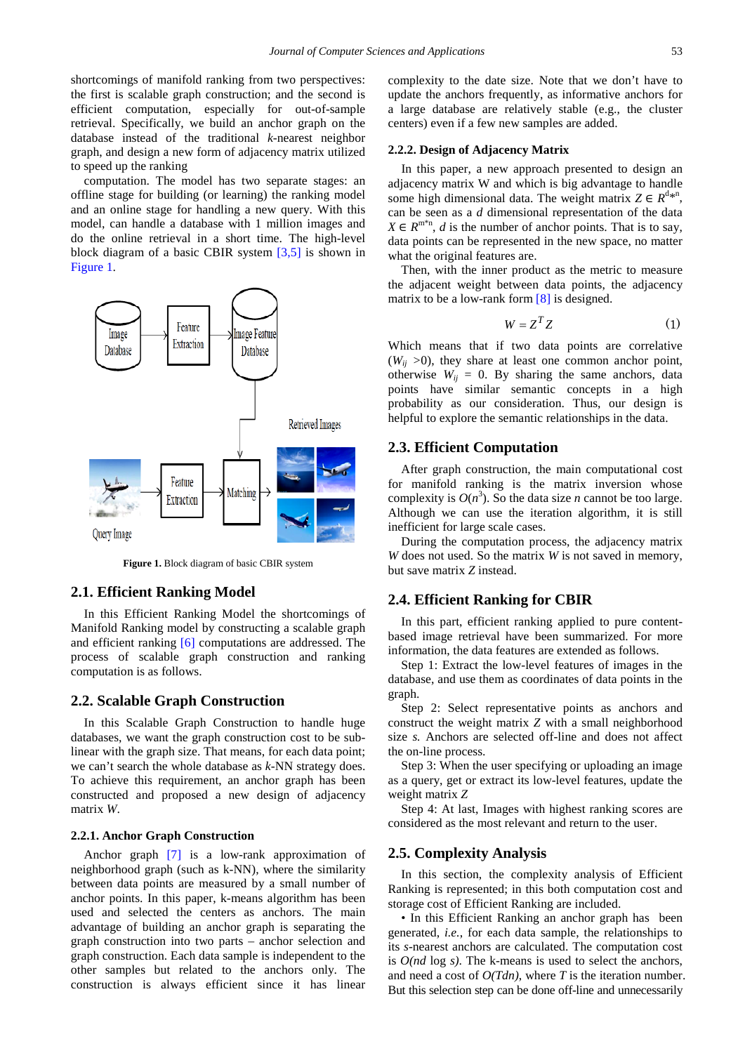shortcomings of manifold ranking from two perspectives: the first is scalable graph construction; and the second is efficient computation, especially for out-of-sample retrieval. Specifically, we build an anchor graph on the database instead of the traditional *k*-nearest neighbor graph, and design a new form of adjacency matrix utilized to speed up the ranking

computation. The model has two separate stages: an offline stage for building (or learning) the ranking model and an online stage for handling a new query. With this model, can handle a database with 1 million images and do the online retrieval in a short time. The high-level block diagram of a basic CBIR system [3,5] is shown in Figure 1.

**Figure 1.** Block diagram of basic CBIR system

## 2.1. Efficient Ranking Model

In this Efficient Ranking Model the shortcomings of Manifold Ranking model by constructing a scalable graph and efficient ranking [6] computations are addressed. The process of scalable graph construction and ranking computation is as follows.

## 2.2. Scalable Graph Construction

In this Scalable Graph Construction to handle huge databases, we want the graph construction cost to be sub-linear with the graph size. That means, for each data point; we can't search the whole database as *k*-NN strategy does. To achieve this requirement, an anchor graph has been constructed and proposed a new design of adjacency matrix *W*.

### 2.2.1. Anchor Graph Construction

Anchor graph [7] is a low-rank approximation of neighborhood graph (such as k-NN), where the similarity between data points are measured by a small number of anchor points. In this paper, k-means algorithm has been used and selected the centers as anchors. The main advantage of building an anchor graph is separating the graph construction into two parts – anchor selection and graph construction. Each data sample is independent to the other samples but related to the anchors only. The construction is always efficient since it has linear complexity to the date size. Note that we don't have to update the anchors frequently, as informative anchors for a large database are relatively stable (e.g., the cluster centers) even if a few new samples are added.

### 2.2.2. Design of Adjacency Matrix

In this paper, a new approach presented to design an adjacency matrix W and which is big advantage to handle some high dimensional data. The weight matrix $Z \in R^{d*n}$, can be seen as a *d* dimensional representation of the data $X \in R^{m*n}$, *d* is the number of anchor points. That is to say, data points can be represented in the new space, no matter what the original features are.

Then, with the inner product as the metric to measure the adjacent weight between data points, the adjacency matrix to be a low-rank form [8] is designed.

$$W = Z^T Z \tag{1}$$

Which means that if two data points are correlative ($W_{ij} > 0$), they share at least one common anchor point, otherwise $W_{ij} = 0$. By sharing the same anchors, data points have similar semantic concepts in a high probability as our consideration. Thus, our design is helpful to explore the semantic relationships in the data.

## 2.3. Efficient Computation

After graph construction, the main computational cost for manifold ranking is the matrix inversion whose complexity is $O(n^3)$. So the data size *n* cannot be too large. Although we can use the iteration algorithm, it is still inefficient for large scale cases.

During the computation process, the adjacency matrix *W* does not used. So the matrix *W* is not saved in memory, but save matrix *Z* instead.

## 2.4. Efficient Ranking for CBIR

In this part, efficient ranking applied to pure content-based image retrieval have been summarized. For more information, the data features are extended as follows.

Step 1: Extract the low-level features of images in the database, and use them as coordinates of data points in the graph.

Step 2: Select representative points as anchors and construct the weight matrix *Z* with a small neighborhood size *s.* Anchors are selected off-line and does not affect the on-line process.

Step 3: When the user specifying or uploading an image as a query, get or extract its low-level features, update the weight matrix *Z*

Step 4: At last, Images with highest ranking scores are considered as the most relevant and return to the user.

## 2.5. Complexity Analysis

In this section, the complexity analysis of Efficient Ranking is represented; in this both computation cost and storage cost of Efficient Ranking are included.

• In this Efficient Ranking an anchor graph has been generated, *i.e.*, for each data sample, the relationships to its *s*-nearest anchors are calculated. The computation cost is $O(nd \log s)$. The k-means is used to select the anchors, and need a cost of $O(Tdn)$, where *T* is the iteration number. But this selection step can be done off-line and unnecessarily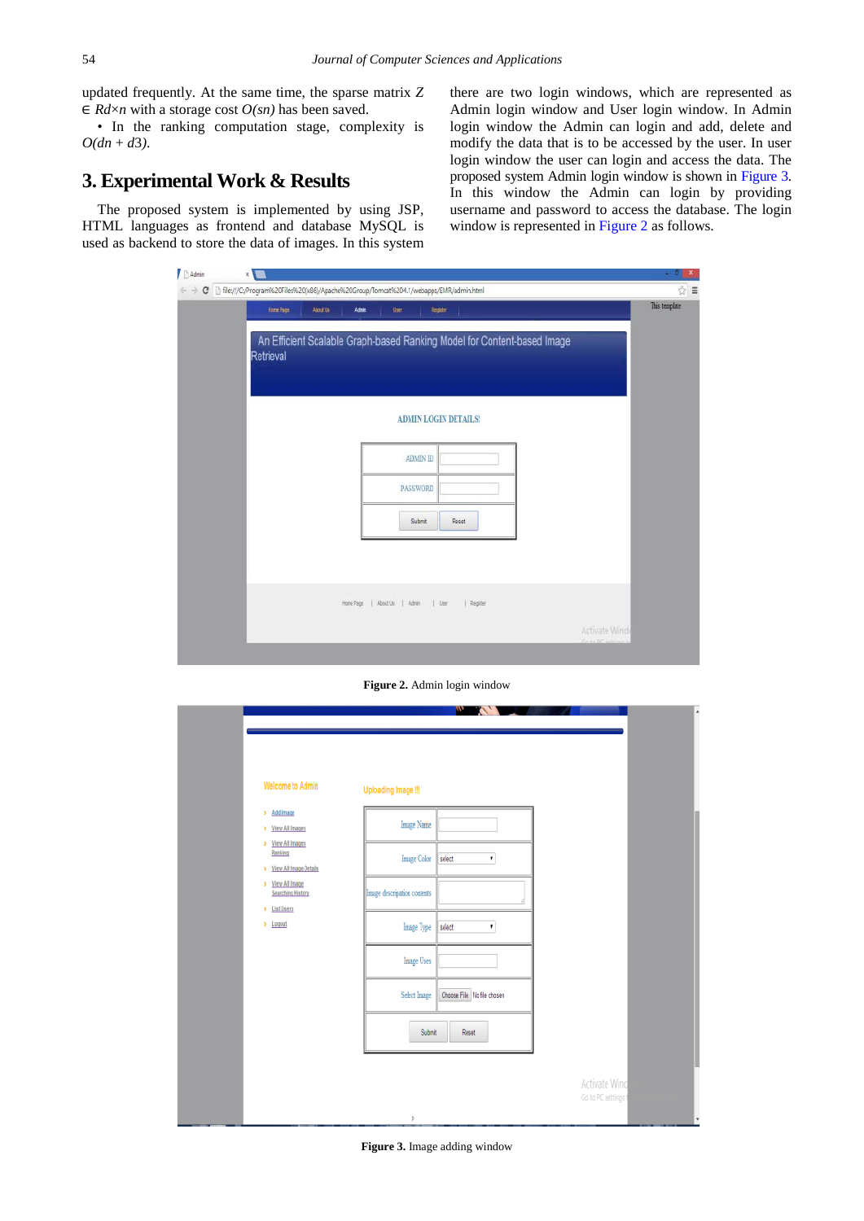updated frequently. At the same time, the sparse matrix $Z \in Rd \times n$ with a storage cost $O(sn)$ has been saved.

- In the ranking computation stage, complexity is $O(dn + d3)$.

## 3. Experimental Work & Results

The proposed system is implemented by using JSP, HTML languages as frontend and database MySQL is used as backend to store the data of images. In this system there are two login windows, which are represented as Admin login window and User login window. In Admin login window the Admin can login and add, delete and modify the data that is to be accessed by the user. In user login window the user can login and access the data. The proposed system Admin login window is shown in Figure 3. In this window the Admin can login by providing username and password to access the database. The login window is represented in Figure 2 as follows.

**Figure 2.** Admin login window

**Figure 3.** Image adding window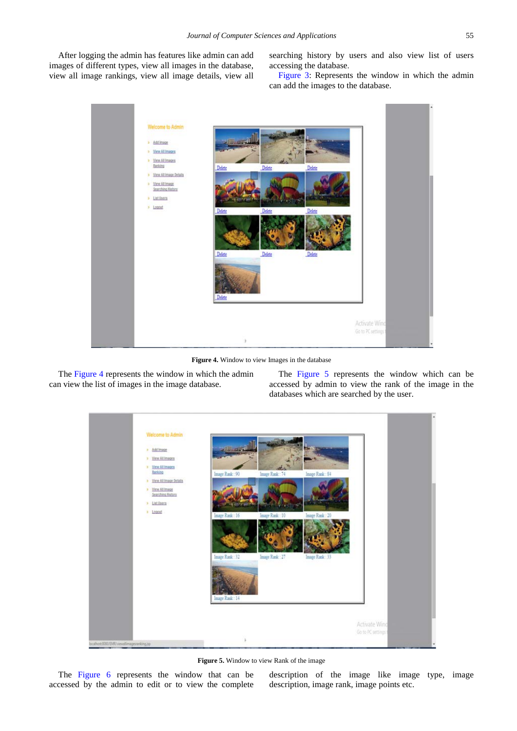After logging the admin has features like admin can add images of different types, view all images in the database, view all image rankings, view all image details, view all searching history by users and also view list of users accessing the database.

Figure 3: Represents the window in which the admin can add the images to the database.

**Figure 4.** Window to view Images in the database

The Figure 4 represents the window in which the admin can view the list of images in the image database.

The Figure 5 represents the window which can be accessed by admin to view the rank of the image in the databases which are searched by the user.

**Figure 5.** Window to view Rank of the image

The Figure 6 represents the window that can be accessed by the admin to edit or to view the complete description of the image like image type, image description, image rank, image points etc.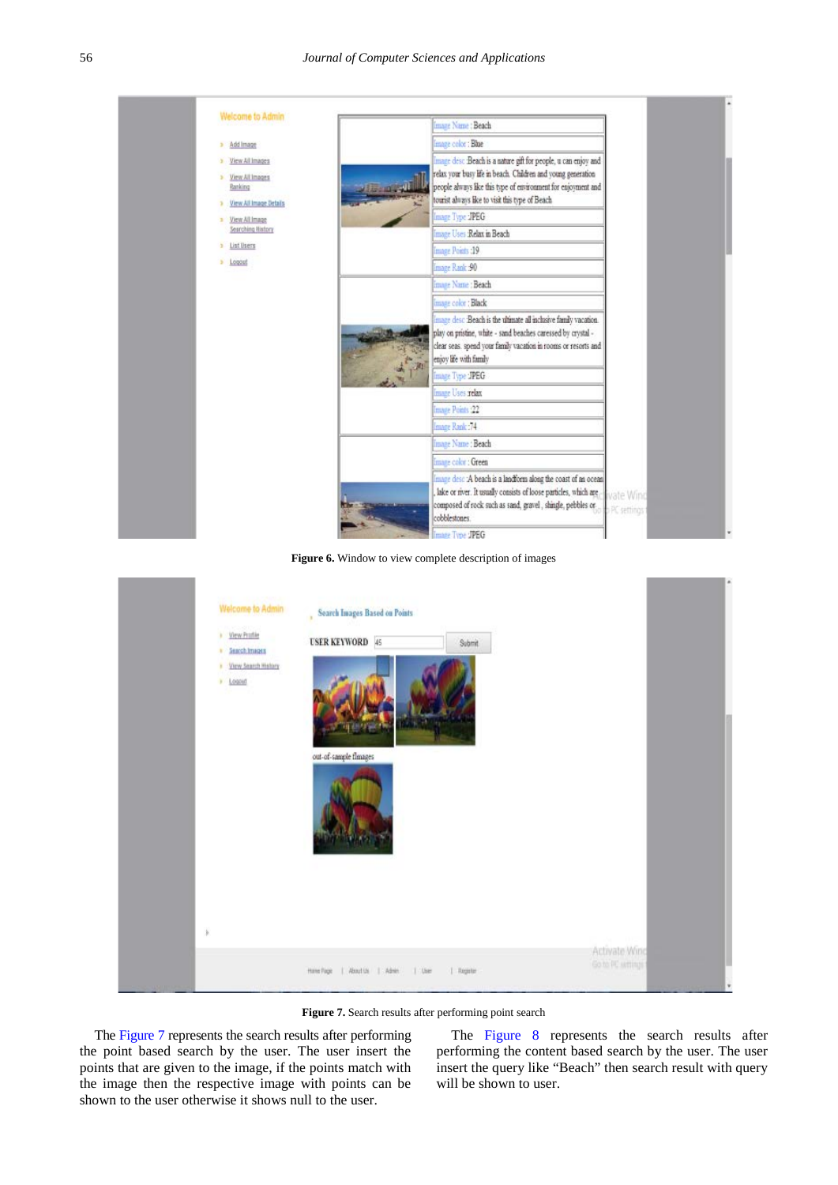Figure 6. Window to view complete description of images

Figure 7. Search results after performing point search

The Figure 7 represents the search results after performing the point based search by the user. The user insert the points that are given to the image, if the points match with the image then the respective image with points can be shown to the user otherwise it shows null to the user.

The Figure 8 represents the search results after performing the content based search by the user. The user insert the query like "Beach" then search result with query will be shown to user.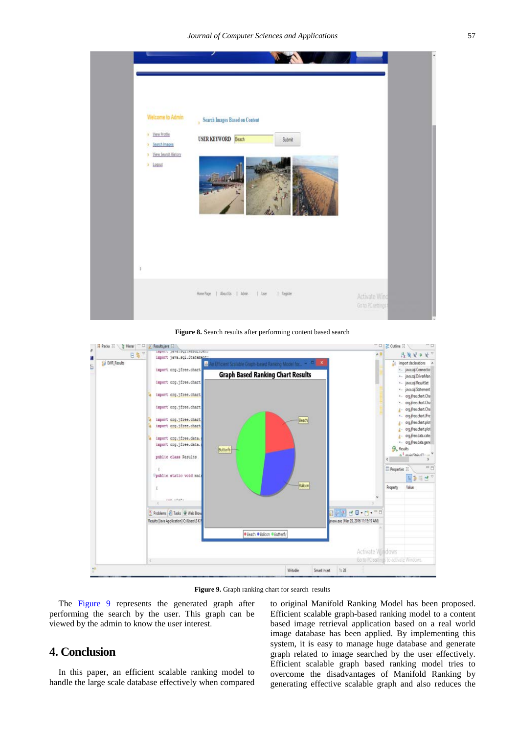Figure 8. Search results after performing content based search

Figure 9. Graph ranking chart for search results

The Figure 9 represents the generated graph after performing the search by the user. This graph can be viewed by the admin to know the user interest.

## 4. Conclusion

In this paper, an efficient scalable ranking model to handle the large scale database effectively when compared to original Manifold Ranking Model has been proposed. Efficient scalable graph-based ranking model to a content based image retrieval application based on a real world image database has been applied. By implementing this system, it is easy to manage huge database and generate graph related to image searched by the user effectively. Efficient scalable graph based ranking model tries to overcome the disadvantages of Manifold Ranking by generating effective scalable graph and also reduces the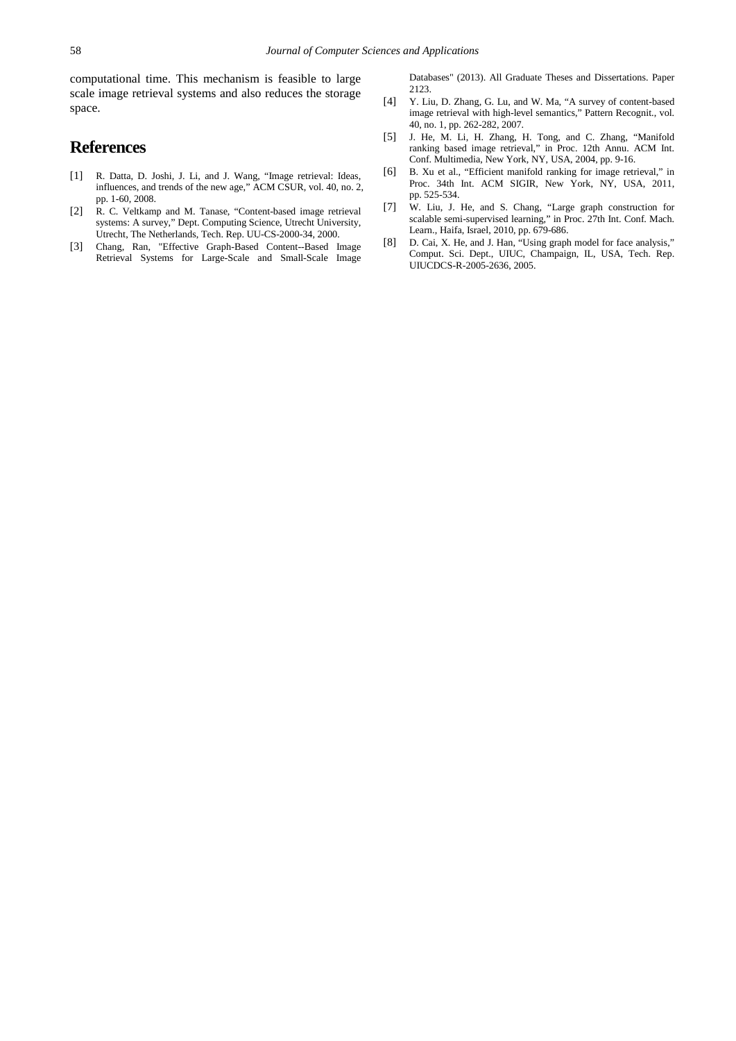computational time. This mechanism is feasible to large scale image retrieval systems and also reduces the storage space.

# References

[1] R. Datta, D. Joshi, J. Li, and J. Wang, “Image retrieval: Ideas, influences, and trends of the new age,” ACM CSUR, vol. 40, no. 2, pp. 1-60, 2008.

[2] R. C. Veltkamp and M. Tanase, “Content-based image retrieval systems: A survey,” Dept. Computing Science, Utrecht University, Utrecht, The Netherlands, Tech. Rep. UU-CS-2000-34, 2000.

[3] Chang, Ran, "Effective Graph-Based Content--Based Image Retrieval Systems for Large-Scale and Small-Scale Image Databases" (2013). All Graduate Theses and Dissertations. Paper 2123.

[4] Y. Liu, D. Zhang, G. Lu, and W. Ma, “A survey of content-based image retrieval with high-level semantics,” Pattern Recognit., vol. 40, no. 1, pp. 262-282, 2007.

[5] J. He, M. Li, H. Zhang, H. Tong, and C. Zhang, “Manifold ranking based image retrieval,” in Proc. 12th Annu. ACM Int. Conf. Multimedia, New York, NY, USA, 2004, pp. 9-16.

[6] B. Xu et al., “Efficient manifold ranking for image retrieval,” in Proc. 34th Int. ACM SIGIR, New York, NY, USA, 2011, pp. 525-534.

[7] W. Liu, J. He, and S. Chang, “Large graph construction for scalable semi-supervised learning,” in Proc. 27th Int. Conf. Mach. Learn., Haifa, Israel, 2010, pp. 679-686.

[8] D. Cai, X. He, and J. Han, “Using graph model for face analysis,” Comput. Sci. Dept., UIUC, Champaign, IL, USA, Tech. Rep. UIUCDCS-R-2005-2636, 2005.